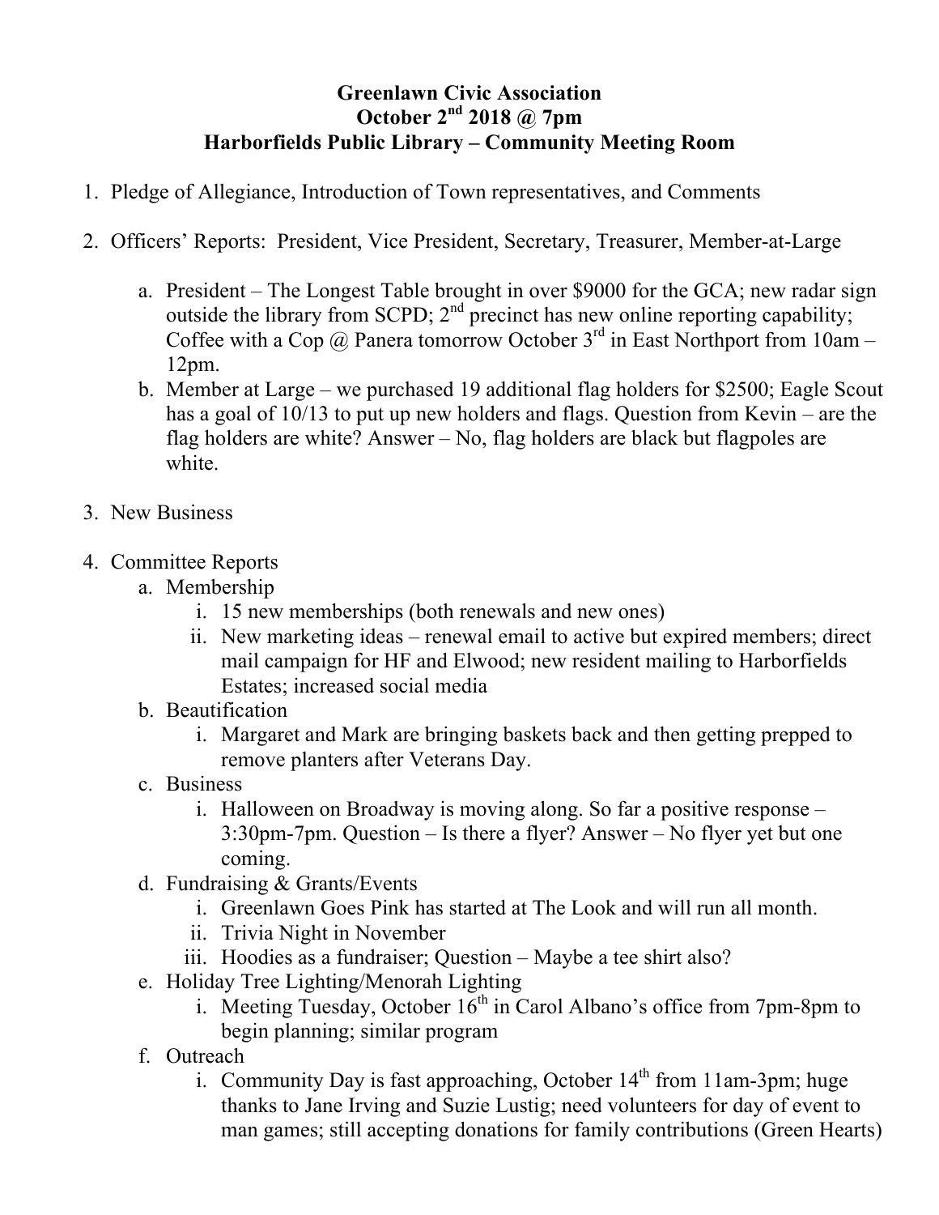**Greenlawn Civic Association**
**October 2nd 2018 @ 7pm**
**Harborfields Public Library – Community Meeting Room**

1. Pledge of Allegiance, Introduction of Town representatives, and Comments

2. Officers' Reports: President, Vice President, Secretary, Treasurer, Member-at-Large

   a. President – The Longest Table brought in over $9000 for the GCA; new radar sign outside the library from SCPD; 2nd precinct has new online reporting capability; Coffee with a Cop @ Panera tomorrow October 3rd in East Northport from 10am – 12pm.

   b. Member at Large – we purchased 19 additional flag holders for $2500; Eagle Scout has a goal of 10/13 to put up new holders and flags. Question from Kevin – are the flag holders are white? Answer – No, flag holders are black but flagpoles are white.

3. New Business

4. Committee Reports
   a. Membership
      i. 15 new memberships (both renewals and new ones)
      ii. New marketing ideas – renewal email to active but expired members; direct mail campaign for HF and Elwood; new resident mailing to Harborfields Estates; increased social media
   b. Beautification
      i. Margaret and Mark are bringing baskets back and then getting prepped to remove planters after Veterans Day.
   c. Business
      i. Halloween on Broadway is moving along. So far a positive response – 3:30pm-7pm. Question – Is there a flyer? Answer – No flyer yet but one coming.
   d. Fundraising & Grants/Events
      i. Greenlawn Goes Pink has started at The Look and will run all month.
      ii. Trivia Night in November
      iii. Hoodies as a fundraiser; Question – Maybe a tee shirt also?
   e. Holiday Tree Lighting/Menorah Lighting
      i. Meeting Tuesday, October 16th in Carol Albano's office from 7pm-8pm to begin planning; similar program
   f. Outreach
      i. Community Day is fast approaching, October 14th from 11am-3pm; huge thanks to Jane Irving and Suzie Lustig; need volunteers for day of event to man games; still accepting donations for family contributions (Green Hearts)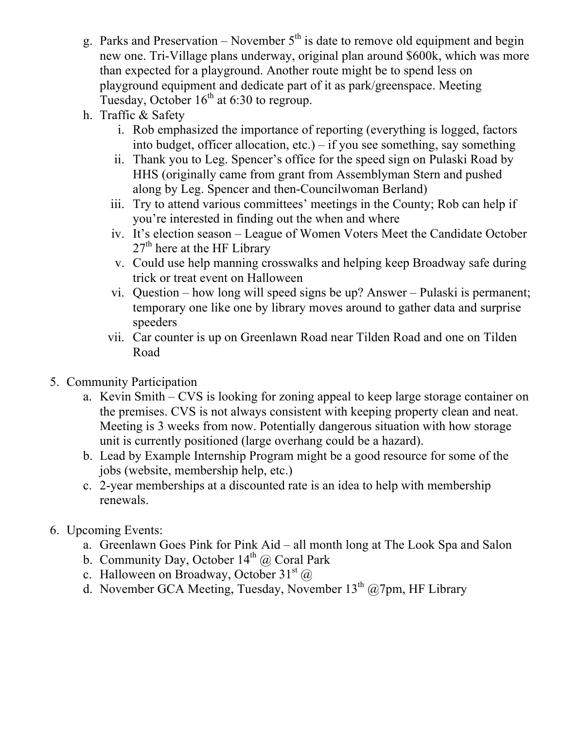g. Parks and Preservation – November 5th is date to remove old equipment and begin new one. Tri-Village plans underway, original plan around $600k, which was more than expected for a playground. Another route might be to spend less on playground equipment and dedicate part of it as park/greenspace. Meeting Tuesday, October 16th at 6:30 to regroup.

h. Traffic & Safety
   i. Rob emphasized the importance of reporting (everything is logged, factors into budget, officer allocation, etc.) – if you see something, say something
   ii. Thank you to Leg. Spencer's office for the speed sign on Pulaski Road by HHS (originally came from grant from Assemblyman Stern and pushed along by Leg. Spencer and then-Councilwoman Berland)
   iii. Try to attend various committees' meetings in the County; Rob can help if you're interested in finding out the when and where
   iv. It's election season – League of Women Voters Meet the Candidate October 27th here at the HF Library
   v. Could use help manning crosswalks and helping keep Broadway safe during trick or treat event on Halloween
   vi. Question – how long will speed signs be up? Answer – Pulaski is permanent; temporary one like one by library moves around to gather data and surprise speeders
   vii. Car counter is up on Greenlawn Road near Tilden Road and one on Tilden Road

5. Community Participation
   a. Kevin Smith – CVS is looking for zoning appeal to keep large storage container on the premises. CVS is not always consistent with keeping property clean and neat. Meeting is 3 weeks from now. Potentially dangerous situation with how storage unit is currently positioned (large overhang could be a hazard).
   b. Lead by Example Internship Program might be a good resource for some of the jobs (website, membership help, etc.)
   c. 2-year memberships at a discounted rate is an idea to help with membership renewals.

6. Upcoming Events:
   a. Greenlawn Goes Pink for Pink Aid – all month long at The Look Spa and Salon
   b. Community Day, October 14th @ Coral Park
   c. Halloween on Broadway, October 31st @
   d. November GCA Meeting, Tuesday, November 13th @7pm, HF Library